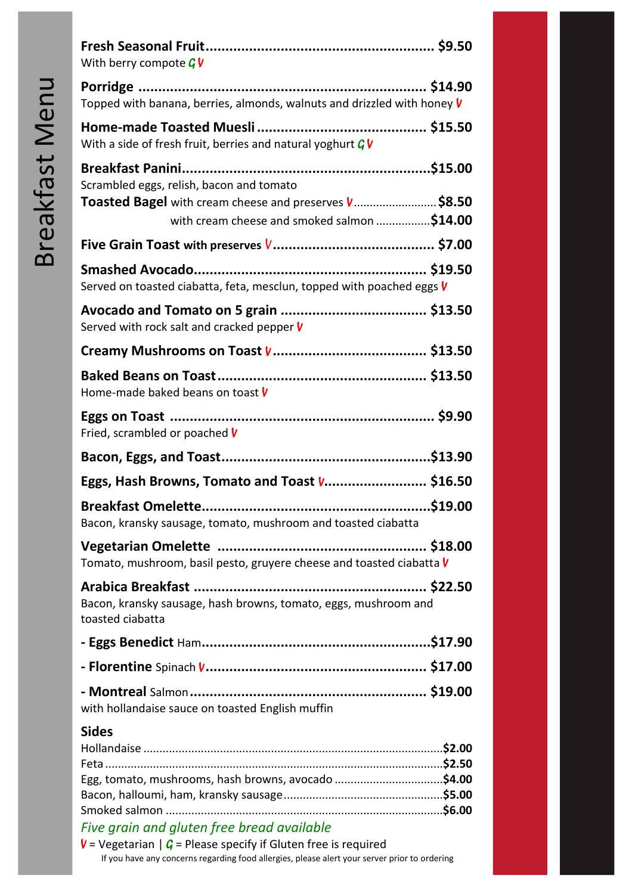# Breakfast Menu

**Fresh Seasonal Fruit**........................................................ **$9.50**
With berry compote *G* *V*

**Porridge** ........................................................................ **$14.90**
Topped with banana, berries, almonds, walnuts and drizzled with honey *V*

**Home-made Toasted Muesli** .......................................... **$15.50**
With a side of fresh fruit, berries and natural yoghurt *G* *V*

**Breakfast Panini**.............................................................**$15.00**
Scrambled eggs, relish, bacon and tomato

**Toasted Bagel** with cream cheese and preserves *V*.......................... **$8.50**
with cream cheese and smoked salmon .................**$14.00**

**Five Grain Toast** **with preserves** *V*......................................... **$7.00**

**Smashed Avocado**.......................................................... **$19.50**
Served on toasted ciabatta, feta, mesclun, topped with poached eggs *V*

**Avocado and Tomato on 5 grain** .................................... **$13.50**
Served with rock salt and cracked pepper *V*

**Creamy Mushrooms on Toast** *V*....................................... **$13.50**

**Baked Beans on Toast**.................................................... **$13.50**
Home-made baked beans on toast *V*

**Eggs on Toast** .................................................................. **$9.90**
Fried, scrambled or poached *V*

**Bacon, Eggs, and Toast**....................................................**$13.90**

**Eggs, Hash Browns, Tomato and Toast** *V*.......................... **$16.50**

**Breakfast Omelette**.........................................................**$19.00**
Bacon, kransky sausage, tomato, mushroom and toasted ciabatta

**Vegetarian Omelette** .................................................... **$18.00**
Tomato, mushroom, basil pesto, gruyere cheese and toasted ciabatta *V*

**Arabica Breakfast** .......................................................... **$22.50**
Bacon, kransky sausage, hash browns, tomato, eggs, mushroom and toasted ciabatta

**- Eggs Benedict** Ham.........................................................**$17.90**

**- Florentine** Spinach *V*........................................................ **$17.00**

**- Montreal** Salmon............................................................ **$19.00**
with hollandaise sauce on toasted English muffin

## Sides

Hollandaise .............................................................................................**$2.00**
Feta .......................................................................................................**$2.50**
Egg, tomato, mushrooms, hash browns, avocado ..................................**$4.00**
Bacon, halloumi, ham, kransky sausage..................................................**$5.00**
Smoked salmon ......................................................................................**$6.00**

*Five grain and gluten free bread available*

*V* = Vegetarian | *G* = Please specify if Gluten free is required

If you have any concerns regarding food allergies, please alert your server prior to ordering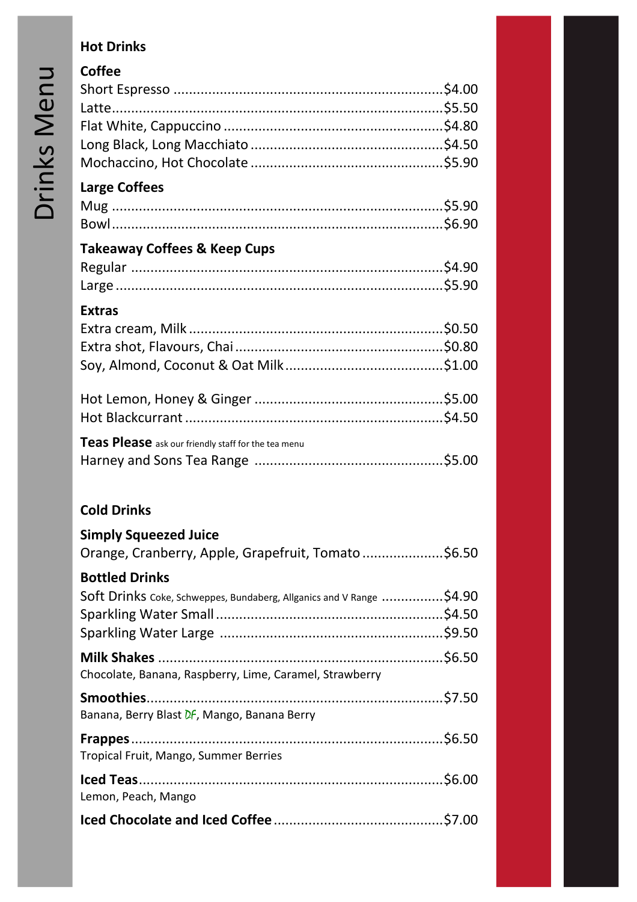# Drinks Menu

## Hot Drinks

### Coffee

Short Espresso ....................................................................... $4.00
Latte ....................................................................... $5.50
Flat White, Cappuccino ....................................................................... $4.80
Long Black, Long Macchiato ....................................................................... $4.50
Mochaccino, Hot Chocolate ....................................................................... $5.90

### Large Coffees

Mug ....................................................................... $5.90
Bowl ....................................................................... $6.90

### Takeaway Coffees & Keep Cups

Regular ....................................................................... $4.90
Large ....................................................................... $5.90

### Extras

Extra cream, Milk ....................................................................... $0.50
Extra shot, Flavours, Chai ....................................................................... $0.80
Soy, Almond, Coconut & Oat Milk ....................................................................... $1.00

Hot Lemon, Honey & Ginger ....................................................................... $5.00
Hot Blackcurrant ....................................................................... $4.50

**Teas Please** ask our friendly staff for the tea menu
Harney and Sons Tea Range ....................................................................... $5.00

## Cold Drinks

### Simply Squeezed Juice

Orange, Cranberry, Apple, Grapefruit, Tomato ....................................................................... $6.50

### Bottled Drinks

Soft Drinks Coke, Schweppes, Bundaberg, Allganics and V Range ....................................................................... $4.90
Sparkling Water Small ....................................................................... $4.50
Sparkling Water Large ....................................................................... $9.50

**Milk Shakes** ....................................................................... $6.50
Chocolate, Banana, Raspberry, Lime, Caramel, Strawberry

**Smoothies** ....................................................................... $7.50
Banana, Berry Blast DF, Mango, Banana Berry

**Frappes** ....................................................................... $6.50
Tropical Fruit, Mango, Summer Berries

**Iced Teas** ....................................................................... $6.00
Lemon, Peach, Mango

**Iced Chocolate and Iced Coffee** ....................................................................... $7.00